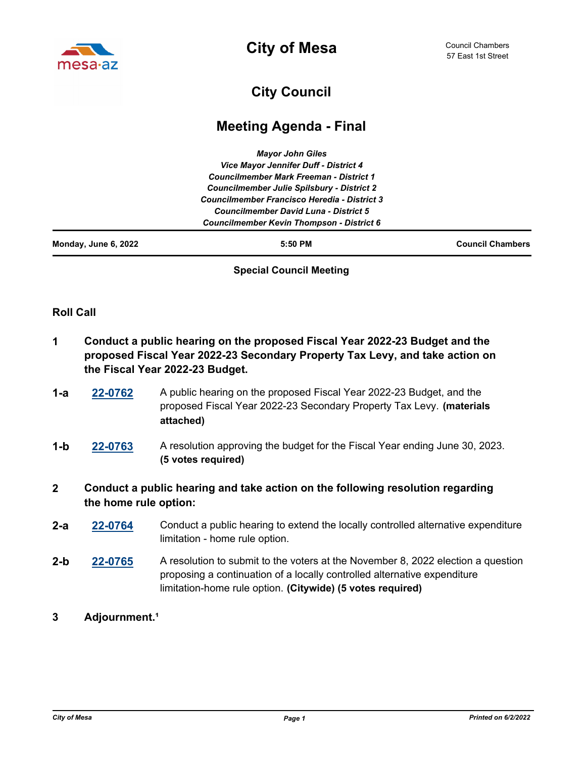# City of Mesa

Council Chambers
57 East 1st Street

## City Council

## Meeting Agenda - Final

*Mayor John Giles*
*Vice Mayor Jennifer Duff - District 4*
*Councilmember Mark Freeman - District 1*
*Councilmember Julie Spilsbury - District 2*
*Councilmember Francisco Heredia - District 3*
*Councilmember David Luna - District 5*
*Councilmember Kevin Thompson - District 6*

**Monday, June 6, 2022** | **5:50 PM** | **Council Chambers**

**Special Council Meeting**

### Roll Call

**1 Conduct a public hearing on the proposed Fiscal Year 2022-23 Budget and the proposed Fiscal Year 2022-23 Secondary Property Tax Levy, and take action on the Fiscal Year 2022-23 Budget.**

**1-a** **22-0762** A public hearing on the proposed Fiscal Year 2022-23 Budget, and the proposed Fiscal Year 2022-23 Secondary Property Tax Levy. **(materials attached)**

**1-b** **22-0763** A resolution approving the budget for the Fiscal Year ending June 30, 2023. **(5 votes required)**

**2 Conduct a public hearing and take action on the following resolution regarding the home rule option:**

**2-a** **22-0764** Conduct a public hearing to extend the locally controlled alternative expenditure limitation - home rule option.

**2-b** **22-0765** A resolution to submit to the voters at the November 8, 2022 election a question proposing a continuation of a locally controlled alternative expenditure limitation-home rule option. **(Citywide) (5 votes required)**

**3 Adjournment.[1]**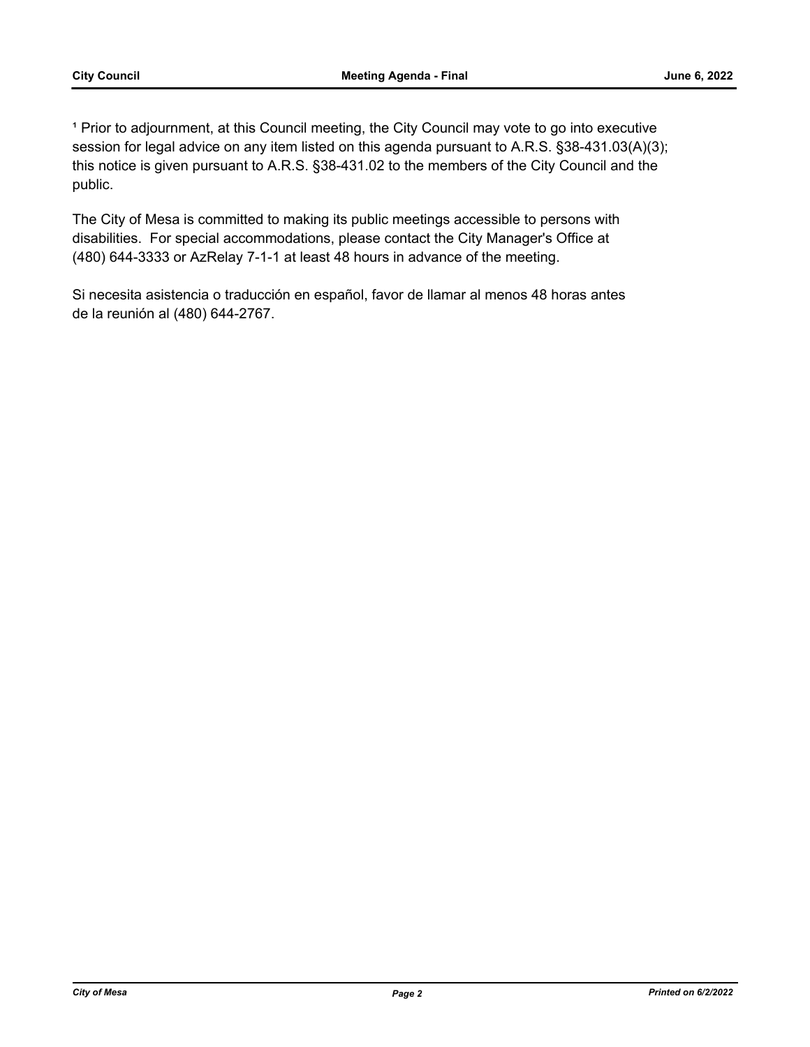[1] Prior to adjournment, at this Council meeting, the City Council may vote to go into executive session for legal advice on any item listed on this agenda pursuant to A.R.S. §38-431.03(A)(3); this notice is given pursuant to A.R.S. §38-431.02 to the members of the City Council and the public.

The City of Mesa is committed to making its public meetings accessible to persons with disabilities. For special accommodations, please contact the City Manager's Office at (480) 644-3333 or AzRelay 7-1-1 at least 48 hours in advance of the meeting.

Si necesita asistencia o traducción en español, favor de llamar al menos 48 horas antes de la reunión al (480) 644-2767.